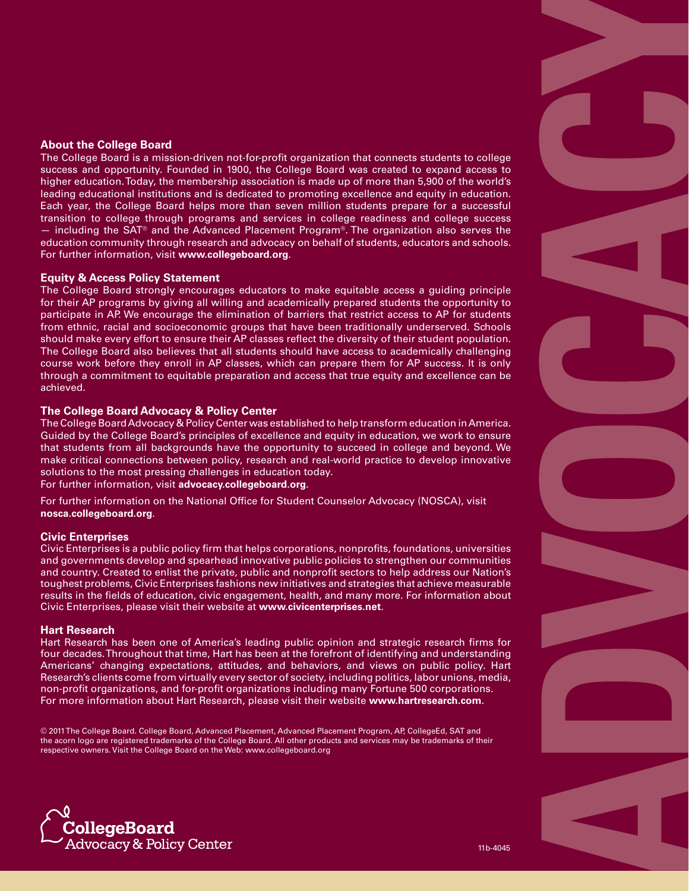## About the College Board

The College Board is a mission-driven not-for-profit organization that connects students to college success and opportunity. Founded in 1900, the College Board was created to expand access to higher education. Today, the membership association is made up of more than 5,900 of the world's leading educational institutions and is dedicated to promoting excellence and equity in education. Each year, the College Board helps more than seven million students prepare for a successful transition to college through programs and services in college readiness and college success — including the SAT® and the Advanced Placement Program®. The organization also serves the education community through research and advocacy on behalf of students, educators and schools. For further information, visit **www.collegeboard.org**.

## Equity & Access Policy Statement

The College Board strongly encourages educators to make equitable access a guiding principle for their AP programs by giving all willing and academically prepared students the opportunity to participate in AP. We encourage the elimination of barriers that restrict access to AP for students from ethnic, racial and socioeconomic groups that have been traditionally underserved. Schools should make every effort to ensure their AP classes reflect the diversity of their student population. The College Board also believes that all students should have access to academically challenging course work before they enroll in AP classes, which can prepare them for AP success. It is only through a commitment to equitable preparation and access that true equity and excellence can be achieved.

## The College Board Advocacy & Policy Center

The College Board Advocacy & Policy Center was established to help transform education in America. Guided by the College Board's principles of excellence and equity in education, we work to ensure that students from all backgrounds have the opportunity to succeed in college and beyond. We make critical connections between policy, research and real-world practice to develop innovative solutions to the most pressing challenges in education today.

For further information, visit **advocacy.collegeboard.org**.

For further information on the National Office for Student Counselor Advocacy (NOSCA), visit **nosca.collegeboard.org**.

## Civic Enterprises

Civic Enterprises is a public policy firm that helps corporations, nonprofits, foundations, universities and governments develop and spearhead innovative public policies to strengthen our communities and country. Created to enlist the private, public and nonprofit sectors to help address our Nation's toughest problems, Civic Enterprises fashions new initiatives and strategies that achieve measurable results in the fields of education, civic engagement, health, and many more. For information about Civic Enterprises, please visit their website at **www.civicenterprises.net**.

## Hart Research

Hart Research has been one of America's leading public opinion and strategic research firms for four decades. Throughout that time, Hart has been at the forefront of identifying and understanding Americans' changing expectations, attitudes, and behaviors, and views on public policy. Hart Research's clients come from virtually every sector of society, including politics, labor unions, media, non-profit organizations, and for-profit organizations including many Fortune 500 corporations. For more information about Hart Research, please visit their website **www.hartresearch.com**.

© 2011 The College Board. College Board, Advanced Placement, Advanced Placement Program, AP, CollegeEd, SAT and the acorn logo are registered trademarks of the College Board. All other products and services may be trademarks of their respective owners. Visit the College Board on the Web: www.collegeboard.org

CollegeBoard
Advocacy & Policy Center

11b-4045

ADVOCACY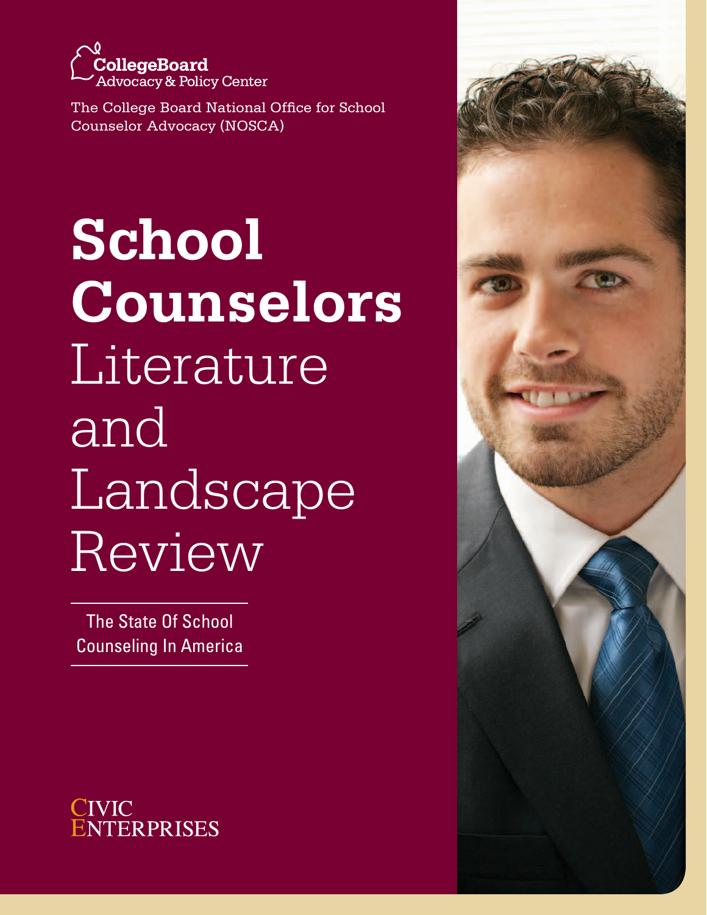CollegeBoard
Advocacy & Policy Center

The College Board National Office for School Counselor Advocacy (NOSCA)

# School Counselors Literature and Landscape Review

The State Of School Counseling In America

CIVIC ENTERPRISES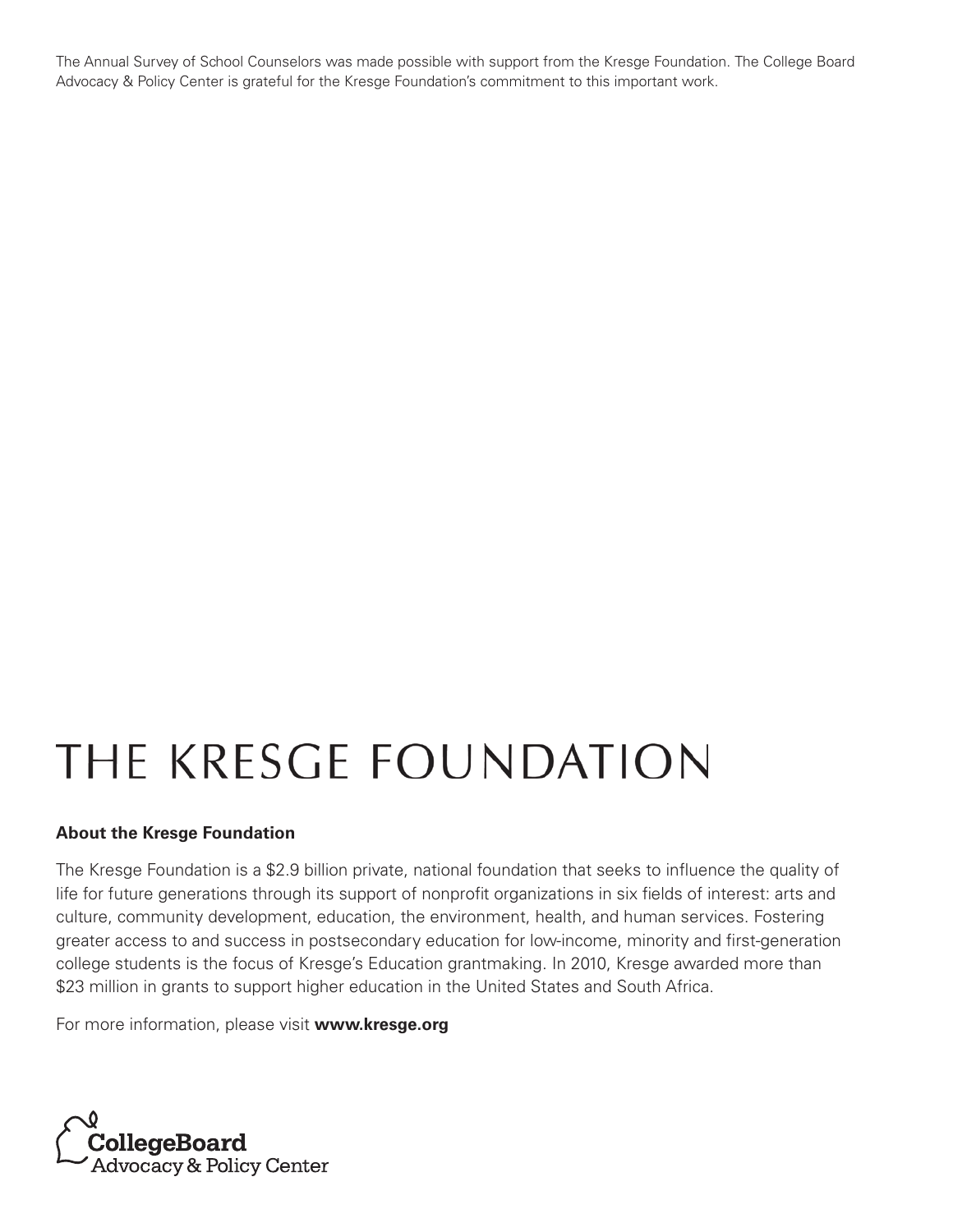The Annual Survey of School Counselors was made possible with support from the Kresge Foundation. The College Board Advocacy & Policy Center is grateful for the Kresge Foundation's commitment to this important work.

# THE KRESGE FOUNDATION

**About the Kresge Foundation**

The Kresge Foundation is a $2.9 billion private, national foundation that seeks to influence the quality of life for future generations through its support of nonprofit organizations in six fields of interest: arts and culture, community development, education, the environment, health, and human services. Fostering greater access to and success in postsecondary education for low-income, minority and first-generation college students is the focus of Kresge's Education grantmaking. In 2010, Kresge awarded more than $23 million in grants to support higher education in the United States and South Africa.

For more information, please visit **www.kresge.org**

CollegeBoard
Advocacy & Policy Center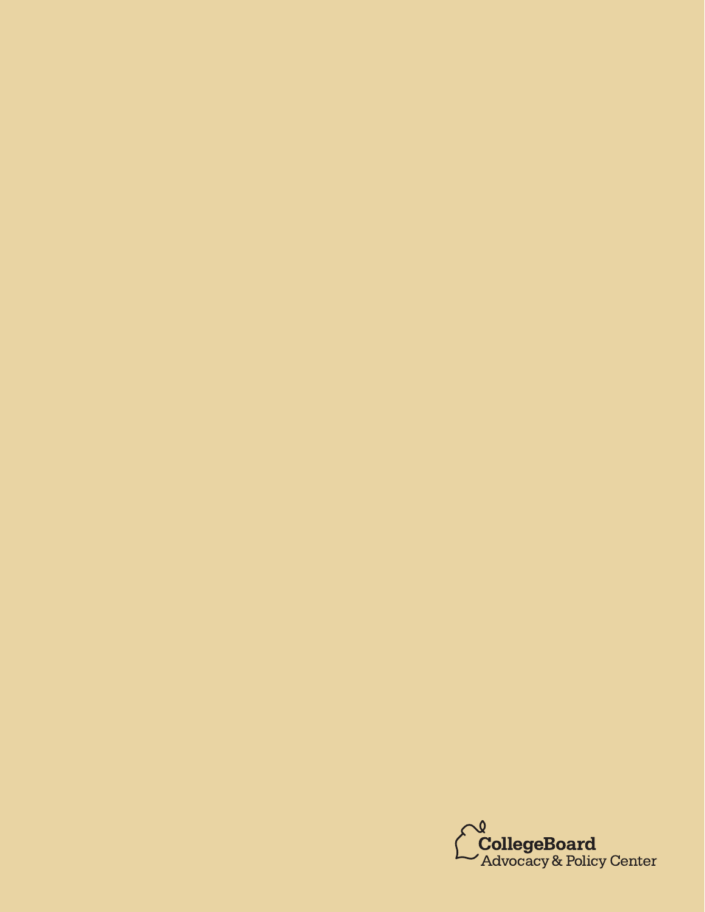CollegeBoard
Advocacy & Policy Center